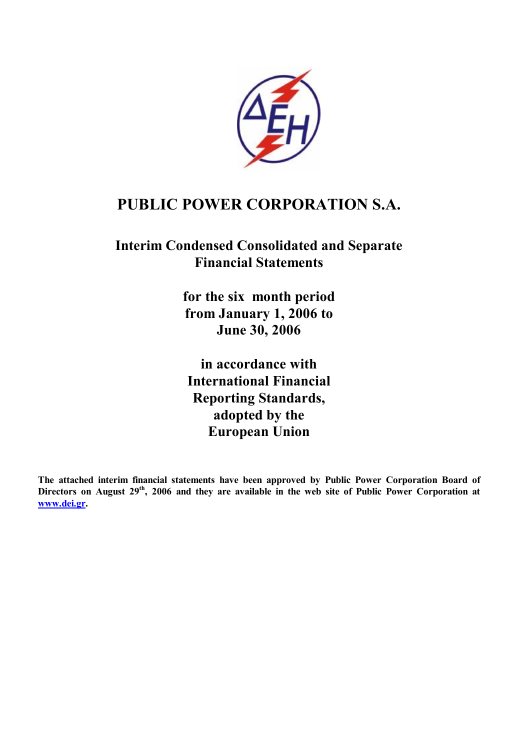# PUBLIC POWER CORPORATION S.A.

## Interim Condensed Consolidated and Separate Financial Statements

## for the six month period from January 1, 2006 to June 30, 2006

## in accordance with International Financial Reporting Standards, adopted by the European Union

**The attached interim financial statements have been approved by Public Power Corporation Board of Directors on August 29th, 2006 and they are available in the web site of Public Power Corporation at www.dei.gr.**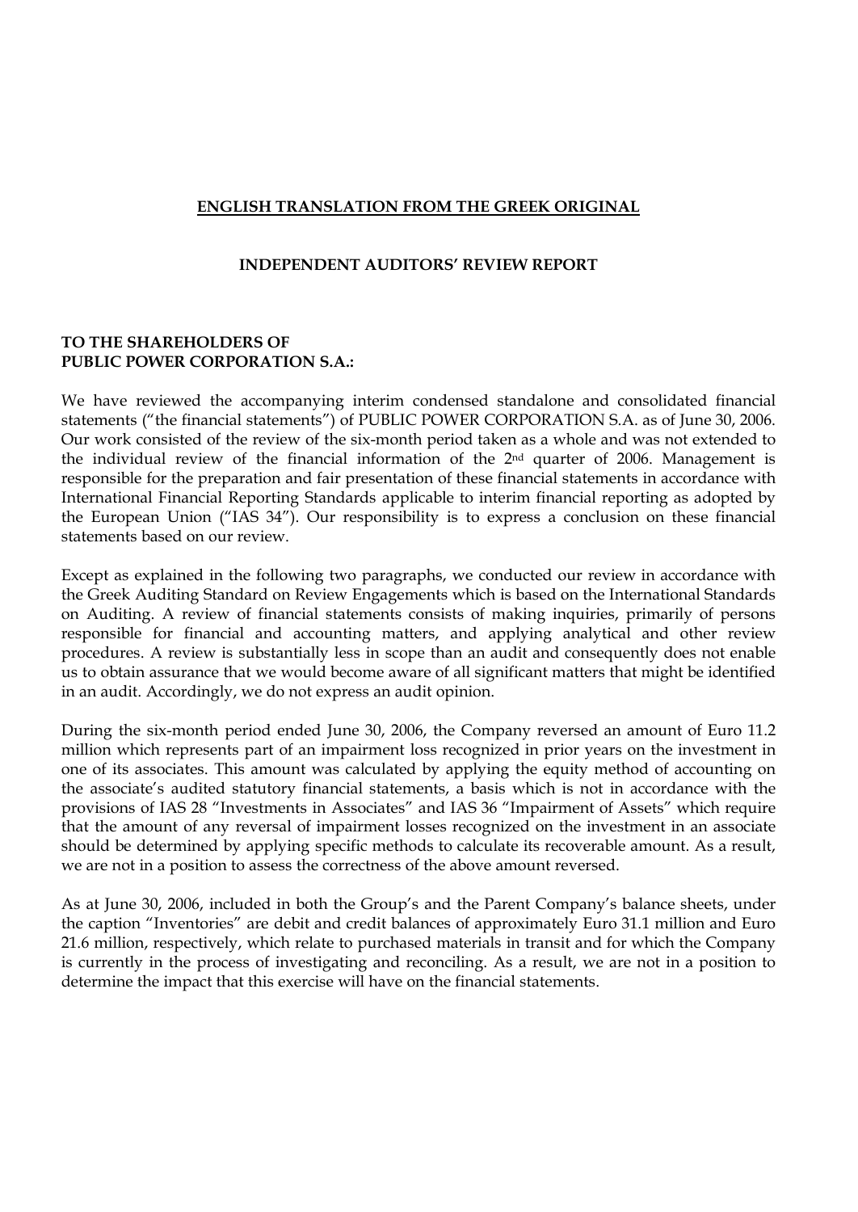**ENGLISH TRANSLATION FROM THE GREEK ORIGINAL**

**INDEPENDENT AUDITORS' REVIEW REPORT**

**TO THE SHAREHOLDERS OF**
**PUBLIC POWER CORPORATION S.A.:**

We have reviewed the accompanying interim condensed standalone and consolidated financial statements ("the financial statements") of PUBLIC POWER CORPORATION S.A. as of June 30, 2006. Our work consisted of the review of the six-month period taken as a whole and was not extended to the individual review of the financial information of the 2nd quarter of 2006. Management is responsible for the preparation and fair presentation of these financial statements in accordance with International Financial Reporting Standards applicable to interim financial reporting as adopted by the European Union ("IAS 34"). Our responsibility is to express a conclusion on these financial statements based on our review.

Except as explained in the following two paragraphs, we conducted our review in accordance with the Greek Auditing Standard on Review Engagements which is based on the International Standards on Auditing. A review of financial statements consists of making inquiries, primarily of persons responsible for financial and accounting matters, and applying analytical and other review procedures. A review is substantially less in scope than an audit and consequently does not enable us to obtain assurance that we would become aware of all significant matters that might be identified in an audit. Accordingly, we do not express an audit opinion.

During the six-month period ended June 30, 2006, the Company reversed an amount of Euro 11.2 million which represents part of an impairment loss recognized in prior years on the investment in one of its associates. This amount was calculated by applying the equity method of accounting on the associate's audited statutory financial statements, a basis which is not in accordance with the provisions of IAS 28 "Investments in Associates" and IAS 36 "Impairment of Assets" which require that the amount of any reversal of impairment losses recognized on the investment in an associate should be determined by applying specific methods to calculate its recoverable amount. As a result, we are not in a position to assess the correctness of the above amount reversed.

As at June 30, 2006, included in both the Group's and the Parent Company's balance sheets, under the caption "Inventories" are debit and credit balances of approximately Euro 31.1 million and Euro 21.6 million, respectively, which relate to purchased materials in transit and for which the Company is currently in the process of investigating and reconciling. As a result, we are not in a position to determine the impact that this exercise will have on the financial statements.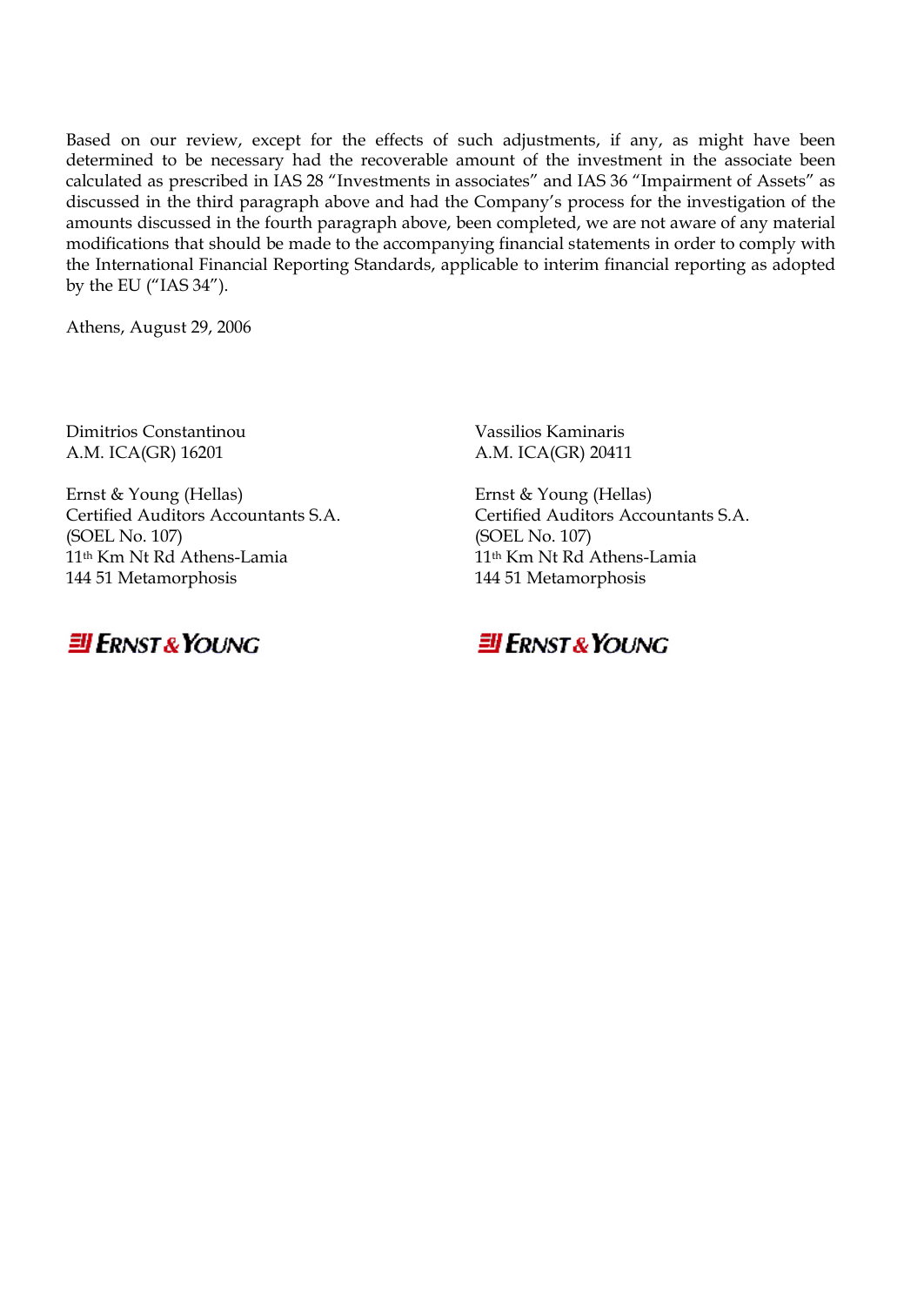Based on our review, except for the effects of such adjustments, if any, as might have been determined to be necessary had the recoverable amount of the investment in the associate been calculated as prescribed in IAS 28 “Investments in associates” and IAS 36 “Impairment of Assets” as discussed in the third paragraph above and had the Company’s process for the investigation of the amounts discussed in the fourth paragraph above, been completed, we are not aware of any material modifications that should be made to the accompanying financial statements in order to comply with the International Financial Reporting Standards, applicable to interim financial reporting as adopted by the EU (“IAS 34”).

Athens, August 29, 2006

Dimitrios Constantinou
A.M. ICA(GR) 16201

Ernst & Young (Hellas)
Certified Auditors Accountants S.A.
(SOEL No. 107)
11th Km Nt Rd Athens-Lamia
144 51 Metamorphosis

ERNST & YOUNG

Vassilios Kaminaris
A.M. ICA(GR) 20411

Ernst & Young (Hellas)
Certified Auditors Accountants S.A.
(SOEL No. 107)
11th Km Nt Rd Athens-Lamia
144 51 Metamorphosis

ERNST & YOUNG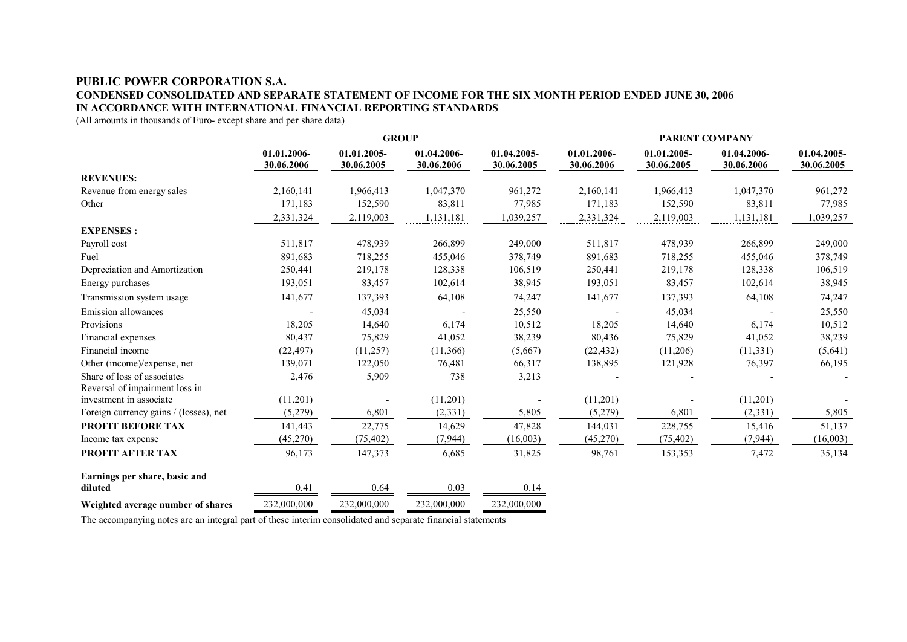**PUBLIC POWER CORPORATION S.A.**

**CONDENSED CONSOLIDATED AND SEPARATE STATEMENT OF INCOME FOR THE SIX MONTH PERIOD ENDED JUNE 30, 2006**

**IN ACCORDANCE WITH INTERNATIONAL FINANCIAL REPORTING STANDARDS**

(All amounts in thousands of Euro- except share and per share data)

| | GROUP | | | | PARENT COMPANY | | | |
|---|---|---|---|---|---|---|---|---|
| | 01.01.2006-30.06.2006 | 01.01.2005-30.06.2005 | 01.04.2006-30.06.2006 | 01.04.2005-30.06.2005 | 01.01.2006-30.06.2006 | 01.01.2005-30.06.2005 | 01.04.2006-30.06.2006 | 01.04.2005-30.06.2005 |
| **REVENUES:** | | | | | | | | |
| Revenue from energy sales | 2,160,141 | 1,966,413 | 1,047,370 | 961,272 | 2,160,141 | 1,966,413 | 1,047,370 | 961,272 |
| Other | 171,183 | 152,590 | 83,811 | 77,985 | 171,183 | 152,590 | 83,811 | 77,985 |
| | 2,331,324 | 2,119,003 | 1,131,181 | 1,039,257 | 2,331,324 | 2,119,003 | 1,131,181 | 1,039,257 |
| **EXPENSES :** | | | | | | | | |
| Payroll cost | 511,817 | 478,939 | 266,899 | 249,000 | 511,817 | 478,939 | 266,899 | 249,000 |
| Fuel | 891,683 | 718,255 | 455,046 | 378,749 | 891,683 | 718,255 | 455,046 | 378,749 |
| Depreciation and Amortization | 250,441 | 219,178 | 128,338 | 106,519 | 250,441 | 219,178 | 128,338 | 106,519 |
| Energy purchases | 193,051 | 83,457 | 102,614 | 38,945 | 193,051 | 83,457 | 102,614 | 38,945 |
| Transmission system usage | 141,677 | 137,393 | 64,108 | 74,247 | 141,677 | 137,393 | 64,108 | 74,247 |
| Emission allowances | - | 45,034 | - | 25,550 | - | 45,034 | - | 25,550 |
| Provisions | 18,205 | 14,640 | 6,174 | 10,512 | 18,205 | 14,640 | 6,174 | 10,512 |
| Financial expenses | 80,437 | 75,829 | 41,052 | 38,239 | 80,436 | 75,829 | 41,052 | 38,239 |
| Financial income | (22,497) | (11,257) | (11,366) | (5,667) | (22,432) | (11,206) | (11,331) | (5,641) |
| Other (income)/expense, net | 139,071 | 122,050 | 76,481 | 66,317 | 138,895 | 121,928 | 76,397 | 66,195 |
| Share of loss of associates | 2,476 | 5,909 | 738 | 3,213 | - | - | - | - |
| Reversal of impairment loss in investment in associate | (11.201) | - | (11,201) | - | (11,201) | - | (11,201) | - |
| Foreign currency gains / (losses), net | (5,279) | 6,801 | (2,331) | 5,805 | (5,279) | 6,801 | (2,331) | 5,805 |
| **PROFIT BEFORE TAX** | 141,443 | 22,775 | 14,629 | 47,828 | 144,031 | 228,755 | 15,416 | 51,137 |
| Income tax expense | (45,270) | (75,402) | (7,944) | (16,003) | (45,270) | (75,402) | (7,944) | (16,003) |
| **PROFIT AFTER TAX** | 96,173 | 147,373 | 6,685 | 31,825 | 98,761 | 153,353 | 7,472 | 35,134 |
| **Earnings per share, basic and diluted** | 0.41 | 0.64 | 0.03 | 0.14 | | | | |
| **Weighted average number of shares** | 232,000,000 | 232,000,000 | 232,000,000 | 232,000,000 | | | | |

The accompanying notes are an integral part of these interim consolidated and separate financial statements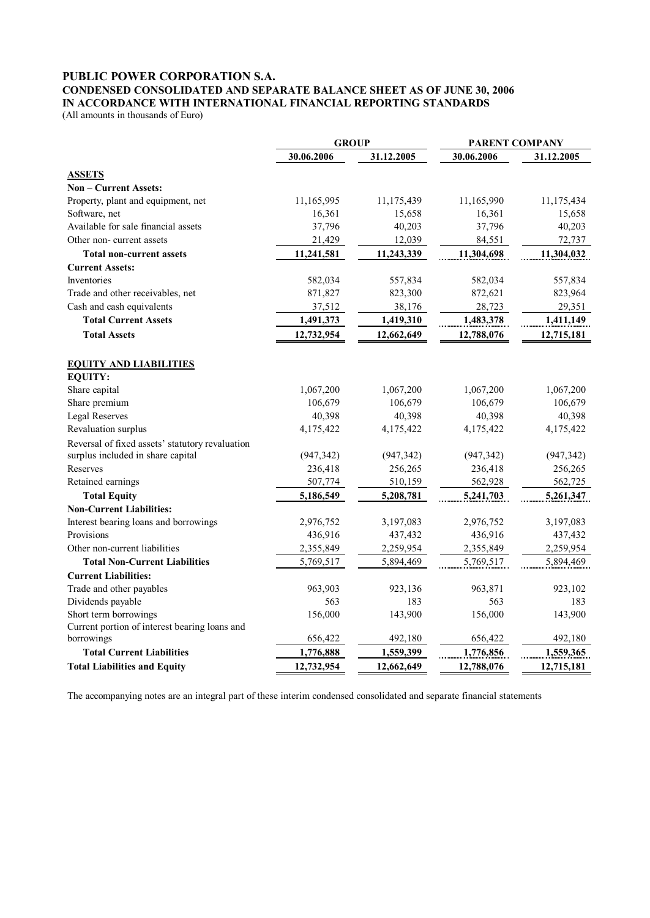# PUBLIC POWER CORPORATION S.A.
## CONDENSED CONSOLIDATED AND SEPARATE BALANCE SHEET AS OF JUNE 30, 2006
## IN ACCORDANCE WITH INTERNATIONAL FINANCIAL REPORTING STANDARDS

(All amounts in thousands of Euro)

| | GROUP | | PARENT COMPANY | |
|---|---|---|---|---|
| | 30.06.2006 | 31.12.2005 | 30.06.2006 | 31.12.2005 |
| **ASSETS** | | | | |
| **Non – Current Assets:** | | | | |
| Property, plant and equipment, net | 11,165,995 | 11,175,439 | 11,165,990 | 11,175,434 |
| Software, net | 16,361 | 15,658 | 16,361 | 15,658 |
| Available for sale financial assets | 37,796 | 40,203 | 37,796 | 40,203 |
| Other non- current assets | 21,429 | 12,039 | 84,551 | 72,737 |
| **Total non-current assets** | **11,241,581** | **11,243,339** | **11,304,698** | **11,304,032** |
| **Current Assets:** | | | | |
| Inventories | 582,034 | 557,834 | 582,034 | 557,834 |
| Trade and other receivables, net | 871,827 | 823,300 | 872,621 | 823,964 |
| Cash and cash equivalents | 37,512 | 38,176 | 28,723 | 29,351 |
| **Total Current Assets** | **1,491,373** | **1,419,310** | **1,483,378** | **1,411,149** |
| **Total Assets** | **12,732,954** | **12,662,649** | **12,788,076** | **12,715,181** |
| **EQUITY AND LIABILITIES** | | | | |
| **EQUITY:** | | | | |
| Share capital | 1,067,200 | 1,067,200 | 1,067,200 | 1,067,200 |
| Share premium | 106,679 | 106,679 | 106,679 | 106,679 |
| Legal Reserves | 40,398 | 40,398 | 40,398 | 40,398 |
| Revaluation surplus | 4,175,422 | 4,175,422 | 4,175,422 | 4,175,422 |
| Reversal of fixed assets' statutory revaluation surplus included in share capital | (947,342) | (947,342) | (947,342) | (947,342) |
| Reserves | 236,418 | 256,265 | 236,418 | 256,265 |
| Retained earnings | 507,774 | 510,159 | 562,928 | 562,725 |
| **Total Equity** | **5,186,549** | **5,208,781** | **5,241,703** | **5,261,347** |
| **Non-Current Liabilities:** | | | | |
| Interest bearing loans and borrowings | 2,976,752 | 3,197,083 | 2,976,752 | 3,197,083 |
| Provisions | 436,916 | 437,432 | 436,916 | 437,432 |
| Other non-current liabilities | 2,355,849 | 2,259,954 | 2,355,849 | 2,259,954 |
| **Total Non-Current Liabilities** | 5,769,517 | 5,894,469 | 5,769,517 | 5,894,469 |
| **Current Liabilities:** | | | | |
| Trade and other payables | 963,903 | 923,136 | 963,871 | 923,102 |
| Dividends payable | 563 | 183 | 563 | 183 |
| Short term borrowings | 156,000 | 143,900 | 156,000 | 143,900 |
| Current portion of interest bearing loans and borrowings | 656,422 | 492,180 | 656,422 | 492,180 |
| **Total Current Liabilities** | **1,776,888** | **1,559,399** | **1,776,856** | **1,559,365** |
| **Total Liabilities and Equity** | **12,732,954** | **12,662,649** | **12,788,076** | **12,715,181** |

The accompanying notes are an integral part of these interim condensed consolidated and separate financial statements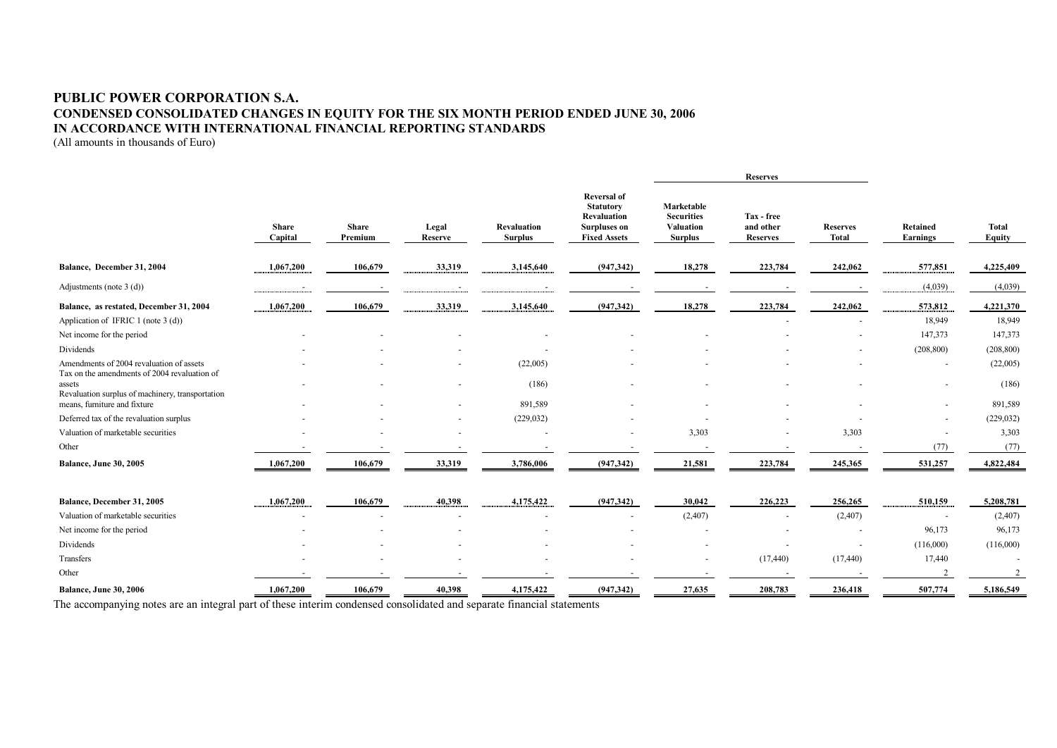# PUBLIC POWER CORPORATION S.A.
## CONDENSED CONSOLIDATED CHANGES IN EQUITY FOR THE SIX MONTH PERIOD ENDED JUNE 30, 2006
## IN ACCORDANCE WITH INTERNATIONAL FINANCIAL REPORTING STANDARDS
(All amounts in thousands of Euro)

| | Share Capital | Share Premium | Legal Reserve | Revaluation Surplus | Reversal of Statutory Revaluation Surpluses on Fixed Assets | Reserves: Marketable Securities Valuation Surplus | Reserves: Tax - free and other Reserves | Reserves: Reserves Total | Retained Earnings | Total Equity |
|---|---|---|---|---|---|---|---|---|---|---|
| **Balance, December 31, 2004** | **1,067,200** | **106,679** | **33,319** | **3,145,640** | **(947,342)** | **18,278** | **223,784** | **242,062** | **577,851** | **4,225,409** |
| Adjustments (note 3 (d)) | - | - | - | - | - | - | - | - | (4,039) | (4,039) |
| **Balance, as restated, December 31, 2004** | **1,067,200** | **106,679** | **33,319** | **3,145,640** | **(947,342)** | **18,278** | **223,784** | **242,062** | **573,812** | **4,221,370** |
| Application of IFRIC 1 (note 3 (d)) | | | | | | | - | - | 18,949 | 18,949 |
| Net income for the period | - | - | - | - | - | - | - | - | 147,373 | 147,373 |
| Dividends | - | - | - | - | - | - | - | - | (208,800) | (208,800) |
| Amendments of 2004 revaluation of assets | - | - | - | (22,005) | - | - | - | - | - | (22,005) |
| Tax on the amendments of 2004 revaluation of assets | - | - | - | (186) | - | - | - | - | - | (186) |
| Revaluation surplus of machinery, transportation means, furniture and fixture | - | - | - | 891,589 | - | - | - | - | - | 891,589 |
| Deferred tax of the revaluation surplus | - | - | - | (229,032) | - | - | - | - | - | (229,032) |
| Valuation of marketable securities | - | - | - | - | - | 3,303 | - | 3,303 | - | 3,303 |
| Other | - | - | - | - | - | - | - | - | (77) | (77) |
| **Balance, June 30, 2005** | **1,067,200** | **106,679** | **33,319** | **3,786,006** | **(947,342)** | **21,581** | **223,784** | **245,365** | **531,257** | **4,822,484** |
| | | | | | | | | | | |
| **Balance, December 31, 2005** | **1,067,200** | **106,679** | **40,398** | **4,175,422** | **(947,342)** | **30,042** | **226,223** | **256,265** | **510,159** | **5,208,781** |
| Valuation of marketable securities | - | - | - | - | - | (2,407) | - | (2,407) | - | (2,407) |
| Net income for the period | - | - | - | - | - | - | - | - | 96,173 | 96,173 |
| Dividends | - | - | - | - | - | - | - | - | (116,000) | (116,000) |
| Transfers | - | - | - | - | - | - | (17,440) | (17,440) | 17,440 | - |
| Other | - | - | - | - | - | - | - | - | 2 | 2 |
| **Balance, June 30, 2006** | **1,067,200** | **106,679** | **40,398** | **4,175,422** | **(947,342)** | **27,635** | **208,783** | **236,418** | **507,774** | **5,186,549** |

The accompanying notes are an integral part of these interim condensed consolidated and separate financial statements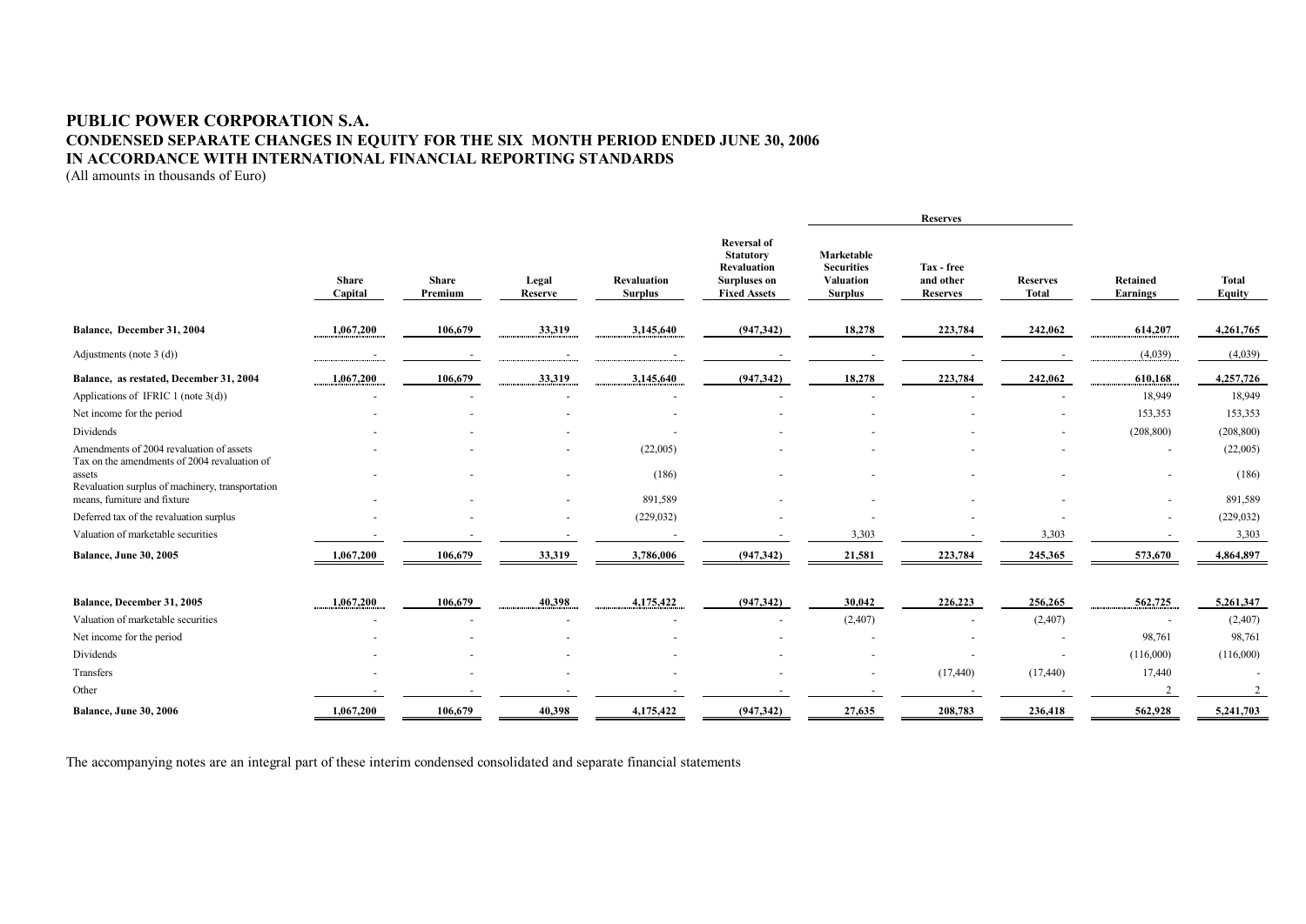# PUBLIC POWER CORPORATION S.A.
## CONDENSED SEPARATE CHANGES IN EQUITY FOR THE SIX MONTH PERIOD ENDED JUNE 30, 2006
## IN ACCORDANCE WITH INTERNATIONAL FINANCIAL REPORTING STANDARDS

(All amounts in thousands of Euro)

| | | | | | | Reserves | | | | |
|---|---|---|---|---|---|---|---|---|---|---|
| | **Share Capital** | **Share Premium** | **Legal Reserve** | **Revaluation Surplus** | **Reversal of Statutory Revaluation Surpluses on Fixed Assets** | **Marketable Securities Valuation Surplus** | **Tax - free and other Reserves** | **Reserves Total** | **Retained Earnings** | **Total Equity** |
| **Balance, December 31, 2004** | 1,067,200 | 106,679 | 33,319 | 3,145,640 | (947,342) | 18,278 | 223,784 | 242,062 | 614,207 | 4,261,765 |
| Adjustments (note 3 (d)) | - | - | - | - | - | - | - | - | (4,039) | (4,039) |
| **Balance, as restated, December 31, 2004** | 1,067,200 | 106,679 | 33,319 | 3,145,640 | (947,342) | 18,278 | 223,784 | 242,062 | 610,168 | 4,257,726 |
| Applications of IFRIC 1 (note 3(d)) | - | - | - | - | - | - | - | - | 18,949 | 18,949 |
| Net income for the period | - | - | - | - | - | - | - | - | 153,353 | 153,353 |
| Dividends | - | - | - | - | - | - | - | - | (208,800) | (208,800) |
| Amendments of 2004 revaluation of assets | - | - | - | (22,005) | - | - | - | - | - | (22,005) |
| Tax on the amendments of 2004 revaluation of assets | - | - | - | (186) | - | - | - | - | - | (186) |
| Revaluation surplus of machinery, transportation means, furniture and fixture | - | - | - | 891,589 | - | - | - | - | - | 891,589 |
| Deferred tax of the revaluation surplus | - | - | - | (229,032) | - | - | - | - | - | (229,032) |
| Valuation of marketable securities | - | - | - | - | - | 3,303 | - | 3,303 | - | 3,303 |
| **Balance, June 30, 2005** | 1,067,200 | 106,679 | 33,319 | 3,786,006 | (947,342) | 21,581 | 223,784 | 245,365 | 573,670 | 4,864,897 |
| | | | | | | | | | | |
| **Balance, December 31, 2005** | 1,067,200 | 106,679 | 40,398 | 4,175,422 | (947,342) | 30,042 | 226,223 | 256,265 | 562,725 | 5,261,347 |
| Valuation of marketable securities | - | - | - | - | - | (2,407) | - | (2,407) | - | (2,407) |
| Net income for the period | - | - | - | - | - | - | - | - | 98,761 | 98,761 |
| Dividends | - | - | - | - | - | - | - | - | (116,000) | (116,000) |
| Transfers | - | - | - | - | - | - | (17,440) | (17,440) | 17,440 | - |
| Other | - | - | - | - | - | - | - | - | 2 | 2 |
| **Balance, June 30, 2006** | 1,067,200 | 106,679 | 40,398 | 4,175,422 | (947,342) | 27,635 | 208,783 | 236,418 | 562,928 | 5,241,703 |

The accompanying notes are an integral part of these interim condensed consolidated and separate financial statements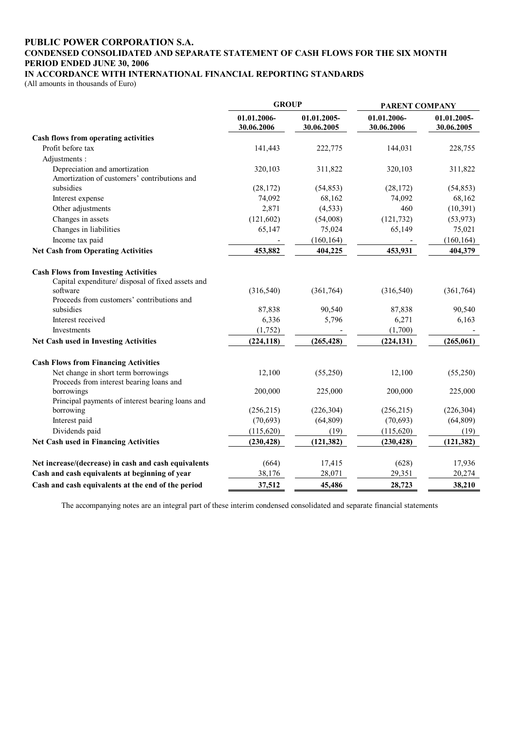**PUBLIC POWER CORPORATION S.A.**
**CONDENSED CONSOLIDATED AND SEPARATE STATEMENT OF CASH FLOWS FOR THE SIX MONTH PERIOD ENDED JUNE 30, 2006**
**IN ACCORDANCE WITH INTERNATIONAL FINANCIAL REPORTING STANDARDS**
(All amounts in thousands of Euro)

| | GROUP | | PARENT COMPANY | |
|---|---|---|---|---|
| | 01.01.2006-30.06.2006 | 01.01.2005-30.06.2005 | 01.01.2006-30.06.2006 | 01.01.2005-30.06.2005 |
| **Cash flows from operating activities** | | | | |
| Profit before tax | 141,443 | 222,775 | 144,031 | 228,755 |
| Adjustments : | | | | |
| Depreciation and amortization | 320,103 | 311,822 | 320,103 | 311,822 |
| Amortization of customers' contributions and subsidies | (28,172) | (54,853) | (28,172) | (54,853) |
| Interest expense | 74,092 | 68,162 | 74,092 | 68,162 |
| Other adjustments | 2,871 | (4,533) | 460 | (10,391) |
| Changes in assets | (121,602) | (54,008) | (121,732) | (53,973) |
| Changes in liabilities | 65,147 | 75,024 | 65,149 | 75,021 |
| Income tax paid | - | (160,164) | - | (160,164) |
| **Net Cash from Operating Activities** | **453,882** | **404,225** | **453,931** | **404,379** |
| **Cash Flows from Investing Activities** | | | | |
| Capital expenditure/ disposal of fixed assets and software | (316,540) | (361,764) | (316,540) | (361,764) |
| Proceeds from customers' contributions and subsidies | 87,838 | 90,540 | 87,838 | 90,540 |
| Interest received | 6,336 | 5,796 | 6,271 | 6,163 |
| Investments | (1,752) | - | (1,700) | - |
| **Net Cash used in Investing Activities** | **(224,118)** | **(265,428)** | **(224,131)** | **(265,061)** |
| **Cash Flows from Financing Activities** | | | | |
| Net change in short term borrowings | 12,100 | (55,250) | 12,100 | (55,250) |
| Proceeds from interest bearing loans and borrowings | 200,000 | 225,000 | 200,000 | 225,000 |
| Principal payments of interest bearing loans and borrowing | (256,215) | (226,304) | (256,215) | (226,304) |
| Interest paid | (70,693) | (64,809) | (70,693) | (64,809) |
| Dividends paid | (115,620) | (19) | (115,620) | (19) |
| **Net Cash used in Financing Activities** | **(230,428)** | **(121,382)** | **(230,428)** | **(121,382)** |
| **Net increase/(decrease) in cash and cash equivalents** | (664) | 17,415 | (628) | 17,936 |
| **Cash and cash equivalents at beginning of year** | 38,176 | 28,071 | 29,351 | 20,274 |
| **Cash and cash equivalents at the end of the period** | **37,512** | **45,486** | **28,723** | **38,210** |

The accompanying notes are an integral part of these interim condensed consolidated and separate financial statements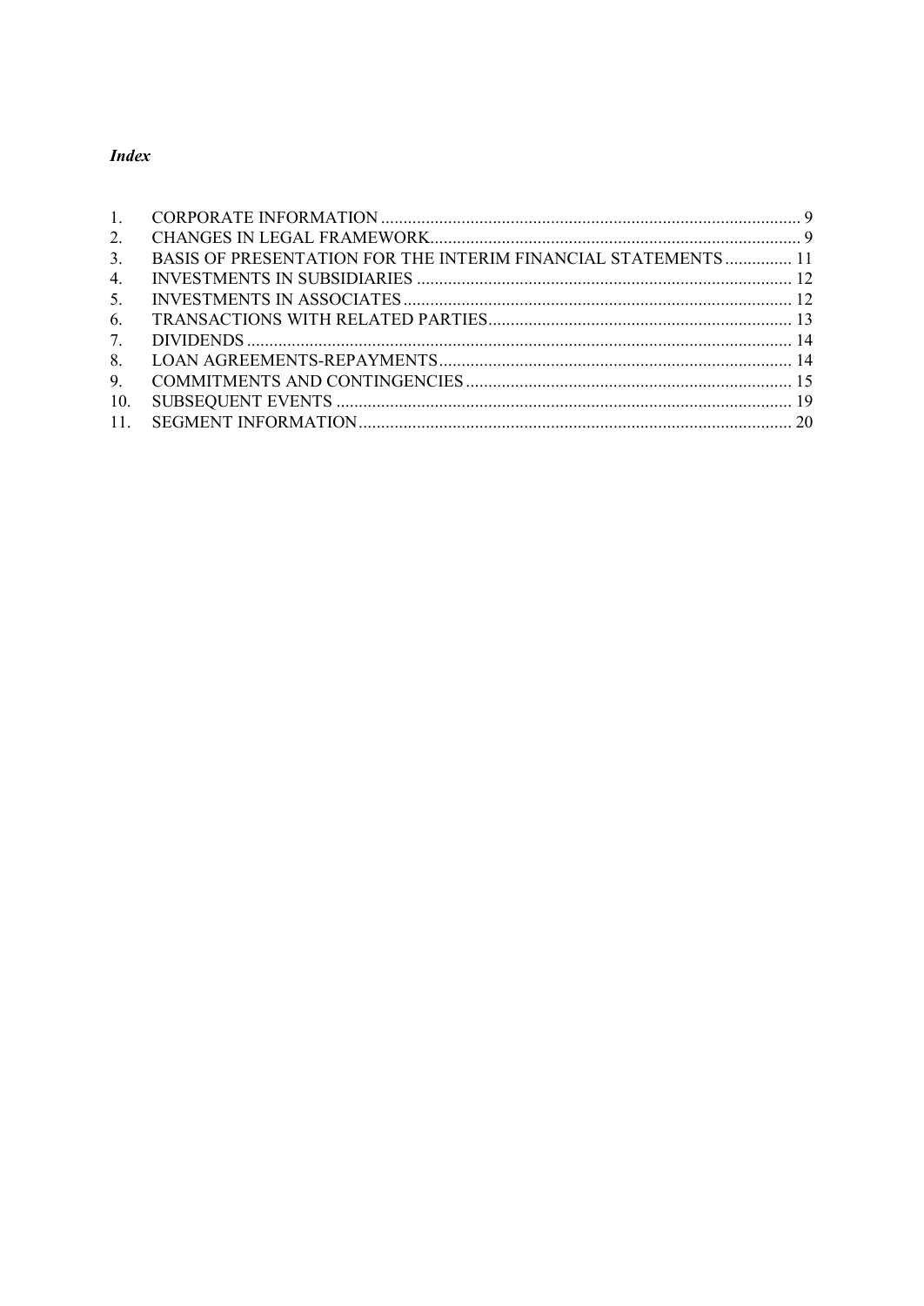*Index*

1. CORPORATE INFORMATION ............................................................................................. 9
2. CHANGES IN LEGAL FRAMEWORK................................................................................... 9
3. BASIS OF PRESENTATION FOR THE INTERIM FINANCIAL STATEMENTS ............... 11
4. INVESTMENTS IN SUBSIDIARIES .................................................................................... 12
5. INVESTMENTS IN ASSOCIATES ...................................................................................... 12
6. TRANSACTIONS WITH RELATED PARTIES.................................................................... 13
7. DIVIDENDS ......................................................................................................................... 14
8. LOAN AGREEMENTS-REPAYMENTS ............................................................................... 14
9. COMMITMENTS AND CONTINGENCIES ......................................................................... 15
10. SUBSEQUENT EVENTS ..................................................................................................... 19
11. SEGMENT INFORMATION ................................................................................................. 20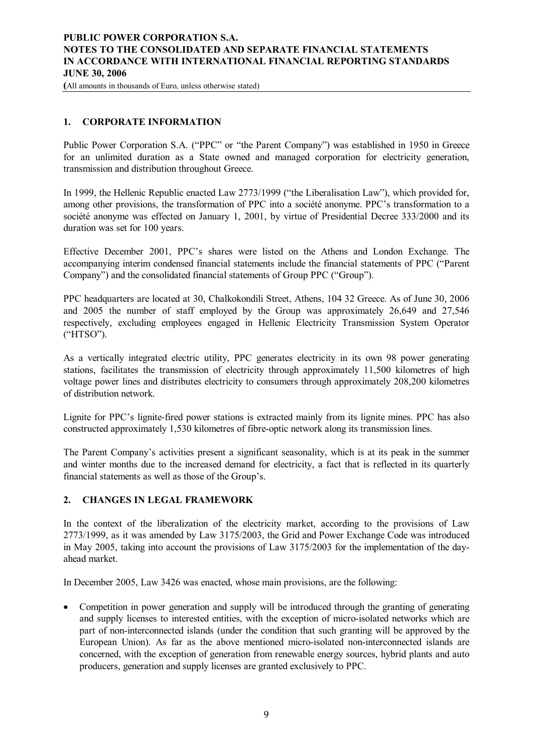## 1. CORPORATE INFORMATION

Public Power Corporation S.A. ("PPC" or "the Parent Company") was established in 1950 in Greece for an unlimited duration as a State owned and managed corporation for electricity generation, transmission and distribution throughout Greece.

In 1999, the Hellenic Republic enacted Law 2773/1999 ("the Liberalisation Law"), which provided for, among other provisions, the transformation of PPC into a société anonyme. PPC's transformation to a société anonyme was effected on January 1, 2001, by virtue of Presidential Decree 333/2000 and its duration was set for 100 years.

Effective December 2001, PPC's shares were listed on the Athens and London Exchange. The accompanying interim condensed financial statements include the financial statements of PPC ("Parent Company") and the consolidated financial statements of Group PPC ("Group").

PPC headquarters are located at 30, Chalkokondili Street, Athens, 104 32 Greece. As of June 30, 2006 and 2005 the number of staff employed by the Group was approximately 26,649 and 27,546 respectively, excluding employees engaged in Hellenic Electricity Transmission System Operator ("HTSO").

As a vertically integrated electric utility, PPC generates electricity in its own 98 power generating stations, facilitates the transmission of electricity through approximately 11,500 kilometres of high voltage power lines and distributes electricity to consumers through approximately 208,200 kilometres of distribution network.

Lignite for PPC's lignite-fired power stations is extracted mainly from its lignite mines. PPC has also constructed approximately 1,530 kilometres of fibre-optic network along its transmission lines.

The Parent Company's activities present a significant seasonality, which is at its peak in the summer and winter months due to the increased demand for electricity, a fact that is reflected in its quarterly financial statements as well as those of the Group's.

## 2. CHANGES IN LEGAL FRAMEWORK

In the context of the liberalization of the electricity market, according to the provisions of Law 2773/1999, as it was amended by Law 3175/2003, the Grid and Power Exchange Code was introduced in May 2005, taking into account the provisions of Law 3175/2003 for the implementation of the day-ahead market.

In December 2005, Law 3426 was enacted, whose main provisions, are the following:

- Competition in power generation and supply will be introduced through the granting of generating and supply licenses to interested entities, with the exception of micro-isolated networks which are part of non-interconnected islands (under the condition that such granting will be approved by the European Union). As far as the above mentioned micro-isolated non-interconnected islands are concerned, with the exception of generation from renewable energy sources, hybrid plants and auto producers, generation and supply licenses are granted exclusively to PPC.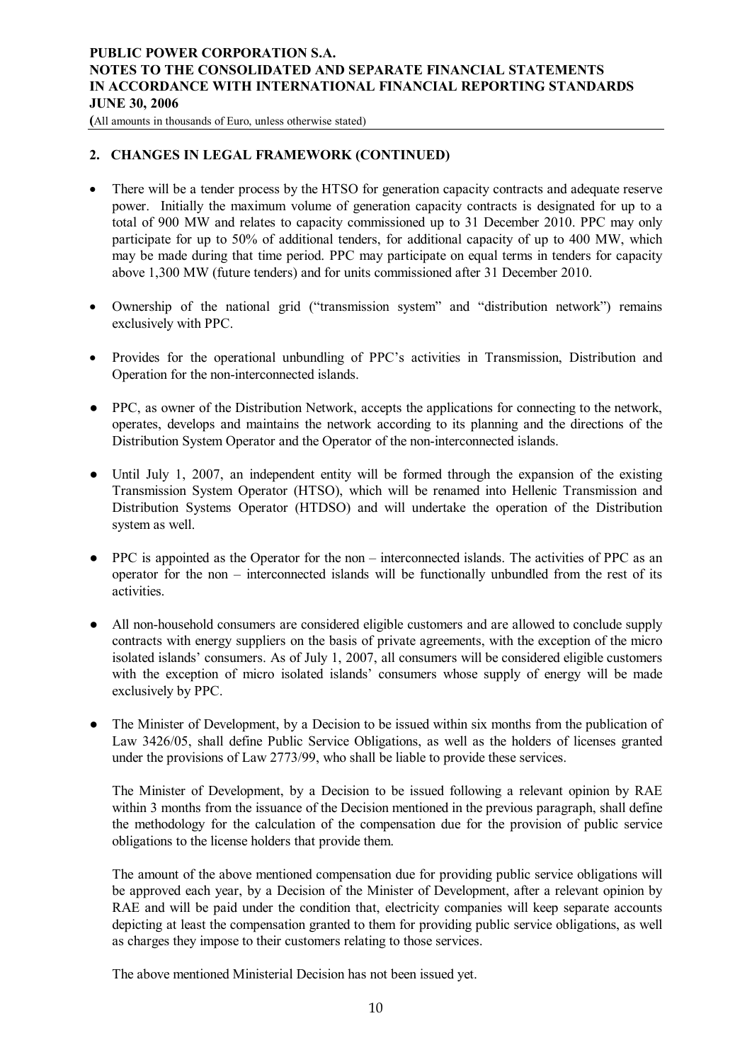## 2. CHANGES IN LEGAL FRAMEWORK (CONTINUED)

- There will be a tender process by the HTSO for generation capacity contracts and adequate reserve power. Initially the maximum volume of generation capacity contracts is designated for up to a total of 900 MW and relates to capacity commissioned up to 31 December 2010. PPC may only participate for up to 50% of additional tenders, for additional capacity of up to 400 MW, which may be made during that time period. PPC may participate on equal terms in tenders for capacity above 1,300 MW (future tenders) and for units commissioned after 31 December 2010.

- Ownership of the national grid ("transmission system" and "distribution network") remains exclusively with PPC.

- Provides for the operational unbundling of PPC's activities in Transmission, Distribution and Operation for the non-interconnected islands.

- PPC, as owner of the Distribution Network, accepts the applications for connecting to the network, operates, develops and maintains the network according to its planning and the directions of the Distribution System Operator and the Operator of the non-interconnected islands.

- Until July 1, 2007, an independent entity will be formed through the expansion of the existing Transmission System Operator (HTSO), which will be renamed into Hellenic Transmission and Distribution Systems Operator (HTDSO) and will undertake the operation of the Distribution system as well.

- PPC is appointed as the Operator for the non – interconnected islands. The activities of PPC as an operator for the non – interconnected islands will be functionally unbundled from the rest of its activities.

- All non-household consumers are considered eligible customers and are allowed to conclude supply contracts with energy suppliers on the basis of private agreements, with the exception of the micro isolated islands' consumers. As of July 1, 2007, all consumers will be considered eligible customers with the exception of micro isolated islands' consumers whose supply of energy will be made exclusively by PPC.

- The Minister of Development, by a Decision to be issued within six months from the publication of Law 3426/05, shall define Public Service Obligations, as well as the holders of licenses granted under the provisions of Law 2773/99, who shall be liable to provide these services.

  The Minister of Development, by a Decision to be issued following a relevant opinion by RAE within 3 months from the issuance of the Decision mentioned in the previous paragraph, shall define the methodology for the calculation of the compensation due for the provision of public service obligations to the license holders that provide them.

  The amount of the above mentioned compensation due for providing public service obligations will be approved each year, by a Decision of the Minister of Development, after a relevant opinion by RAE and will be paid under the condition that, electricity companies will keep separate accounts depicting at least the compensation granted to them for providing public service obligations, as well as charges they impose to their customers relating to those services.

  The above mentioned Ministerial Decision has not been issued yet.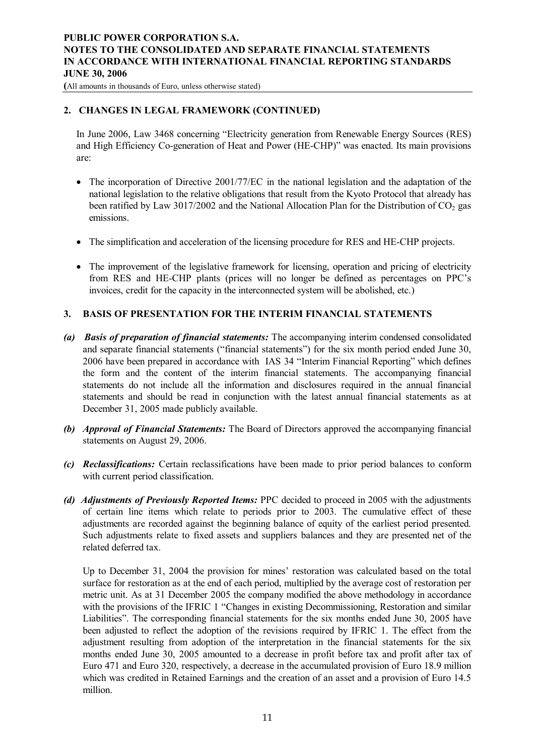## 2. CHANGES IN LEGAL FRAMEWORK (CONTINUED)

In June 2006, Law 3468 concerning "Electricity generation from Renewable Energy Sources (RES) and High Efficiency Co-generation of Heat and Power (HE-CHP)" was enacted. Its main provisions are:

- The incorporation of Directive 2001/77/EC in the national legislation and the adaptation of the national legislation to the relative obligations that result from the Kyoto Protocol that already has been ratified by Law 3017/2002 and the National Allocation Plan for the Distribution of $CO_2$ gas emissions.
- The simplification and acceleration of the licensing procedure for RES and HE-CHP projects.
- The improvement of the legislative framework for licensing, operation and pricing of electricity from RES and HE-CHP plants (prices will no longer be defined as percentages on PPC's invoices, credit for the capacity in the interconnected system will be abolished, etc.)

## 3. BASIS OF PRESENTATION FOR THE INTERIM FINANCIAL STATEMENTS

***(a) Basis of preparation of financial statements:*** The accompanying interim condensed consolidated and separate financial statements ("financial statements") for the six month period ended June 30, 2006 have been prepared in accordance with IAS 34 "Interim Financial Reporting" which defines the form and the content of the interim financial statements. The accompanying financial statements do not include all the information and disclosures required in the annual financial statements and should be read in conjunction with the latest annual financial statements as at December 31, 2005 made publicly available.

***(b) Approval of Financial Statements:*** The Board of Directors approved the accompanying financial statements on August 29, 2006.

***(c) Reclassifications:*** Certain reclassifications have been made to prior period balances to conform with current period classification.

***(d) Adjustments of Previously Reported Items:*** PPC decided to proceed in 2005 with the adjustments of certain line items which relate to periods prior to 2003. The cumulative effect of these adjustments are recorded against the beginning balance of equity of the earliest period presented. Such adjustments relate to fixed assets and suppliers balances and they are presented net of the related deferred tax.

Up to December 31, 2004 the provision for mines' restoration was calculated based on the total surface for restoration as at the end of each period, multiplied by the average cost of restoration per metric unit. As at 31 December 2005 the company modified the above methodology in accordance with the provisions of the IFRIC 1 "Changes in existing Decommissioning, Restoration and similar Liabilities". The corresponding financial statements for the six months ended June 30, 2005 have been adjusted to reflect the adoption of the revisions required by IFRIC 1. The effect from the adjustment resulting from adoption of the interpretation in the financial statements for the six months ended June 30, 2005 amounted to a decrease in profit before tax and profit after tax of Euro 471 and Euro 320, respectively, a decrease in the accumulated provision of Euro 18.9 million which was credited in Retained Earnings and the creation of an asset and a provision of Euro 14.5 million.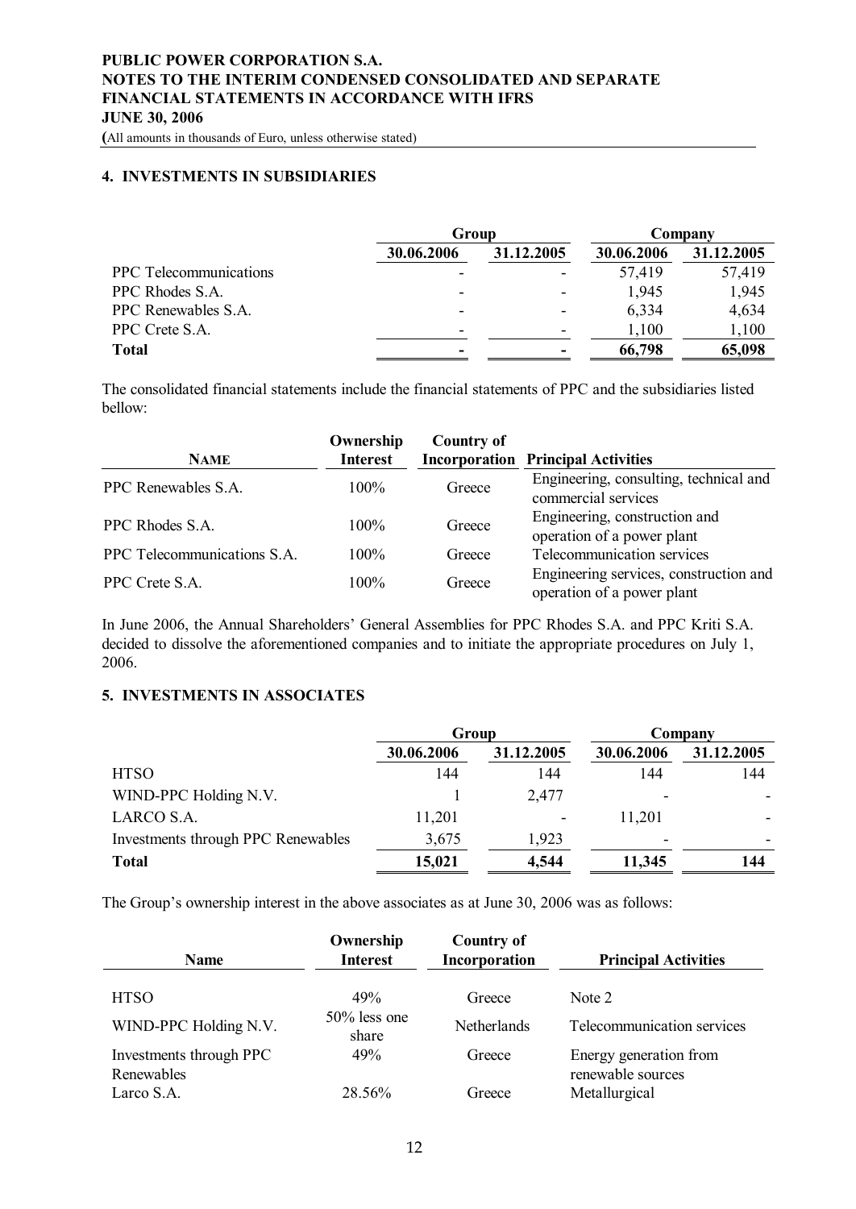## 4. INVESTMENTS IN SUBSIDIARIES

| | Group | | Company | |
|---|---|---|---|---|
| | 30.06.2006 | 31.12.2005 | 30.06.2006 | 31.12.2005 |
| PPC Telecommunications | - | - | 57,419 | 57,419 |
| PPC Rhodes S.A. | - | - | 1,945 | 1,945 |
| PPC Renewables S.A. | - | - | 6,334 | 4,634 |
| PPC Crete S.A. | - | - | 1,100 | 1,100 |
| **Total** | **-** | **-** | **66,798** | **65,098** |

The consolidated financial statements include the financial statements of PPC and the subsidiaries listed bellow:

| NAME | Ownership Interest | Country of Incorporation | Principal Activities |
|---|---|---|---|
| PPC Renewables S.A. | 100% | Greece | Engineering, consulting, technical and commercial services |
| PPC Rhodes S.A. | 100% | Greece | Engineering, construction and operation of a power plant |
| PPC Telecommunications S.A. | 100% | Greece | Telecommunication services |
| PPC Crete S.A. | 100% | Greece | Engineering services, construction and operation of a power plant |

In June 2006, the Annual Shareholders' General Assemblies for PPC Rhodes S.A. and PPC Kriti S.A. decided to dissolve the aforementioned companies and to initiate the appropriate procedures on July 1, 2006.

## 5. INVESTMENTS IN ASSOCIATES

| | Group | | Company | |
|---|---|---|---|---|
| | 30.06.2006 | 31.12.2005 | 30.06.2006 | 31.12.2005 |
| HTSO | 144 | 144 | 144 | 144 |
| WIND-PPC Holding N.V. | 1 | 2,477 | - | - |
| LARCO S.A. | 11,201 | - | 11,201 | - |
| Investments through PPC Renewables | 3,675 | 1,923 | - | - |
| **Total** | **15,021** | **4,544** | **11,345** | **144** |

The Group's ownership interest in the above associates as at June 30, 2006 was as follows:

| Name | Ownership Interest | Country of Incorporation | Principal Activities |
|---|---|---|---|
| HTSO | 49% | Greece | Note 2 |
| WIND-PPC Holding N.V. | 50% less one share | Netherlands | Telecommunication services |
| Investments through PPC Renewables | 49% | Greece | Energy generation from renewable sources |
| Larco S.A. | 28.56% | Greece | Metallurgical |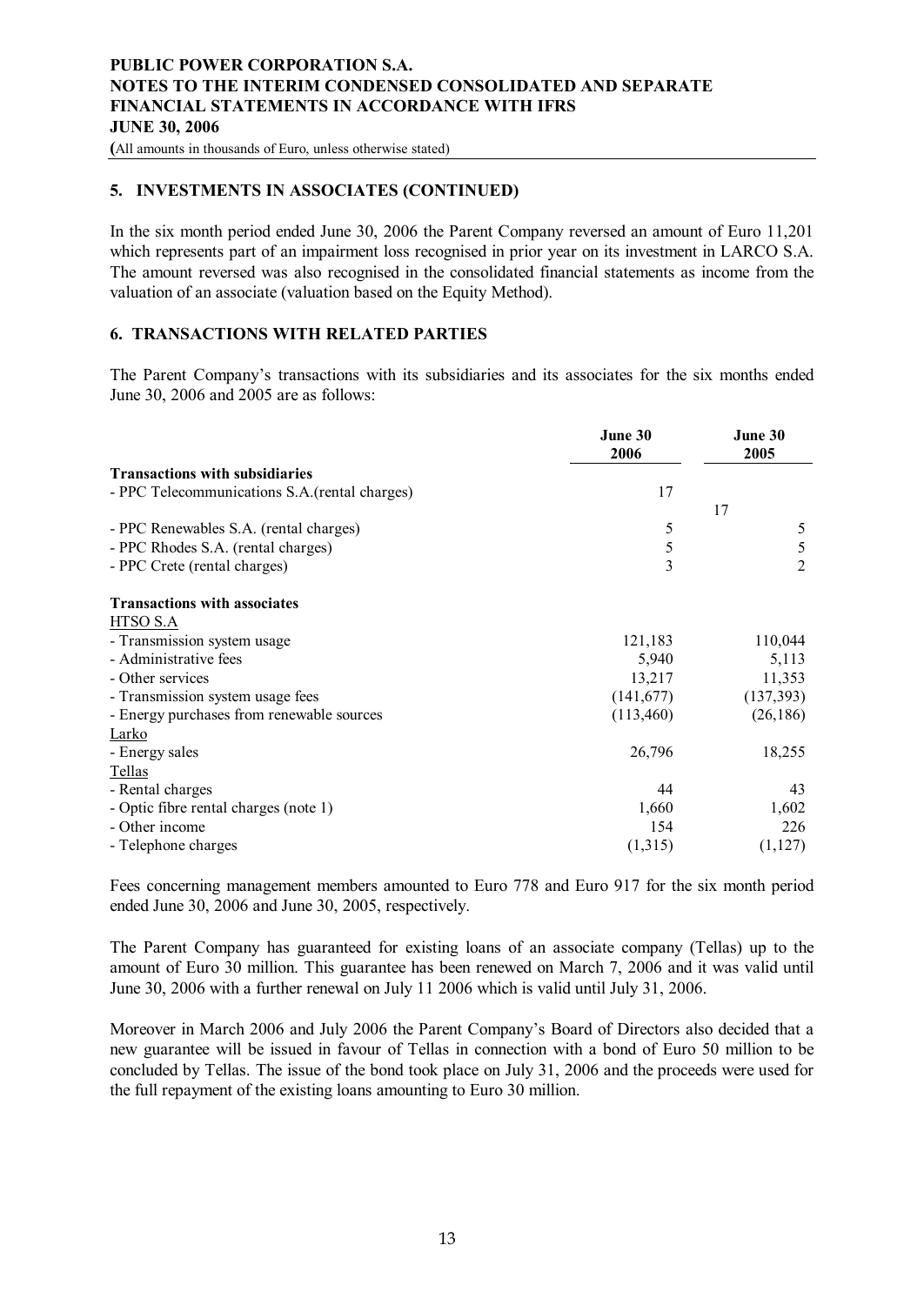## 5. INVESTMENTS IN ASSOCIATES (CONTINUED)

In the six month period ended June 30, 2006 the Parent Company reversed an amount of Euro 11,201 which represents part of an impairment loss recognised in prior year on its investment in LARCO S.A. The amount reversed was also recognised in the consolidated financial statements as income from the valuation of an associate (valuation based on the Equity Method).

## 6. TRANSACTIONS WITH RELATED PARTIES

The Parent Company's transactions with its subsidiaries and its associates for the six months ended June 30, 2006 and 2005 are as follows:

| | June 30 2006 | June 30 2005 |
|---|---|---|
| **Transactions with subsidiaries** | | |
| - PPC Telecommunications S.A.(rental charges) | 17 | 17 |
| - PPC Renewables S.A. (rental charges) | 5 | 5 |
| - PPC Rhodes S.A. (rental charges) | 5 | 5 |
| - PPC Crete (rental charges) | 3 | 2 |
| **Transactions with associates** | | |
| HTSO S.A | | |
| - Transmission system usage | 121,183 | 110,044 |
| - Administrative fees | 5,940 | 5,113 |
| - Other services | 13,217 | 11,353 |
| - Transmission system usage fees | (141,677) | (137,393) |
| - Energy purchases from renewable sources | (113,460) | (26,186) |
| Larko | | |
| - Energy sales | 26,796 | 18,255 |
| Tellas | | |
| - Rental charges | 44 | 43 |
| - Optic fibre rental charges (note 1) | 1,660 | 1,602 |
| - Other income | 154 | 226 |
| - Telephone charges | (1,315) | (1,127) |

Fees concerning management members amounted to Euro 778 and Euro 917 for the six month period ended June 30, 2006 and June 30, 2005, respectively.

The Parent Company has guaranteed for existing loans of an associate company (Tellas) up to the amount of Euro 30 million. This guarantee has been renewed on March 7, 2006 and it was valid until June 30, 2006 with a further renewal on July 11 2006 which is valid until July 31, 2006.

Moreover in March 2006 and July 2006 the Parent Company's Board of Directors also decided that a new guarantee will be issued in favour of Tellas in connection with a bond of Euro 50 million to be concluded by Tellas. The issue of the bond took place on July 31, 2006 and the proceeds were used for the full repayment of the existing loans amounting to Euro 30 million.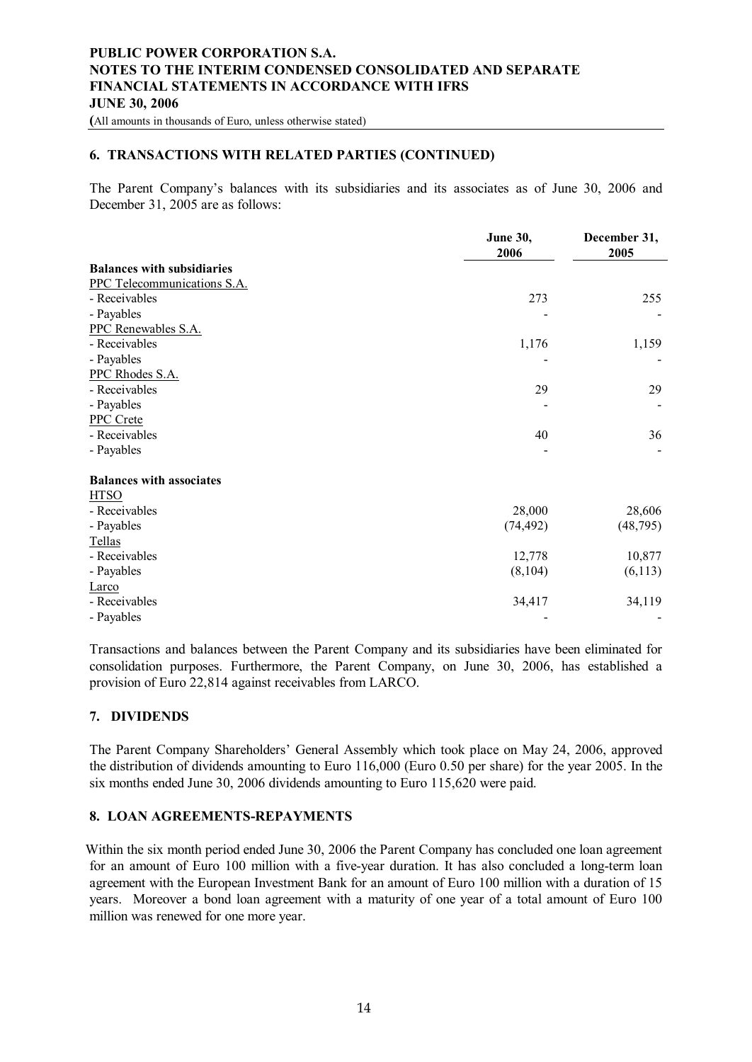## 6. TRANSACTIONS WITH RELATED PARTIES (CONTINUED)

The Parent Company's balances with its subsidiaries and its associates as of June 30, 2006 and December 31, 2005 are as follows:

| | June 30, 2006 | December 31, 2005 |
|---|---|---|
| **Balances with subsidiaries** | | |
| PPC Telecommunications S.A. | | |
| - Receivables | 273 | 255 |
| - Payables | - | - |
| PPC Renewables S.A. | | |
| - Receivables | 1,176 | 1,159 |
| - Payables | - | - |
| PPC Rhodes S.A. | | |
| - Receivables | 29 | 29 |
| - Payables | - | - |
| PPC Crete | | |
| - Receivables | 40 | 36 |
| - Payables | - | - |
| **Balances with associates** | | |
| HTSO | | |
| - Receivables | 28,000 | 28,606 |
| - Payables | (74,492) | (48,795) |
| Tellas | | |
| - Receivables | 12,778 | 10,877 |
| - Payables | (8,104) | (6,113) |
| Larco | | |
| - Receivables | 34,417 | 34,119 |
| - Payables | - | - |

Transactions and balances between the Parent Company and its subsidiaries have been eliminated for consolidation purposes. Furthermore, the Parent Company, on June 30, 2006, has established a provision of Euro 22,814 against receivables from LARCO.

## 7. DIVIDENDS

The Parent Company Shareholders' General Assembly which took place on May 24, 2006, approved the distribution of dividends amounting to Euro 116,000 (Euro 0.50 per share) for the year 2005. In the six months ended June 30, 2006 dividends amounting to Euro 115,620 were paid.

## 8. LOAN AGREEMENTS-REPAYMENTS

Within the six month period ended June 30, 2006 the Parent Company has concluded one loan agreement for an amount of Euro 100 million with a five-year duration. It has also concluded a long-term loan agreement with the European Investment Bank for an amount of Euro 100 million with a duration of 15 years. Moreover a bond loan agreement with a maturity of one year of a total amount of Euro 100 million was renewed for one more year.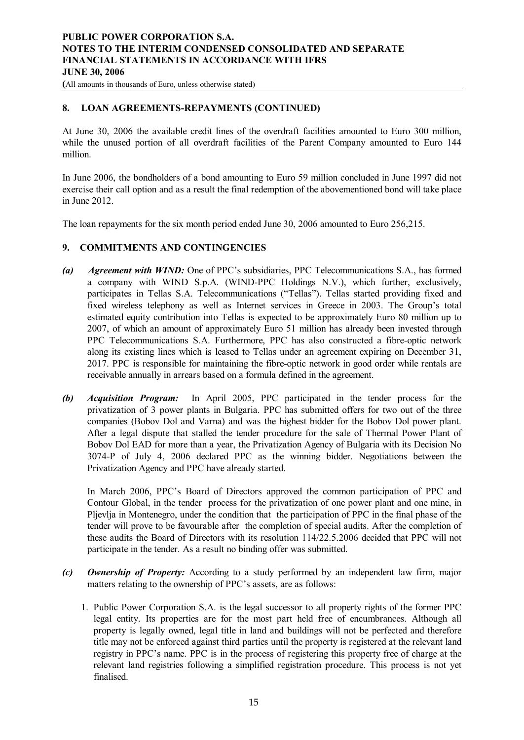## 8. LOAN AGREEMENTS-REPAYMENTS (CONTINUED)

At June 30, 2006 the available credit lines of the overdraft facilities amounted to Euro 300 million, while the unused portion of all overdraft facilities of the Parent Company amounted to Euro 144 million.

In June 2006, the bondholders of a bond amounting to Euro 59 million concluded in June 1997 did not exercise their call option and as a result the final redemption of the abovementioned bond will take place in June 2012.

The loan repayments for the six month period ended June 30, 2006 amounted to Euro 256,215.

## 9. COMMITMENTS AND CONTINGENCIES

*(a)* ***Agreement with WIND:*** One of PPC's subsidiaries, PPC Telecommunications S.A., has formed a company with WIND S.p.A. (WIND-PPC Holdings N.V.), which further, exclusively, participates in Tellas S.A. Telecommunications ("Tellas"). Tellas started providing fixed and fixed wireless telephony as well as Internet services in Greece in 2003. The Group's total estimated equity contribution into Tellas is expected to be approximately Euro 80 million up to 2007, of which an amount of approximately Euro 51 million has already been invested through PPC Telecommunications S.A. Furthermore, PPC has also constructed a fibre-optic network along its existing lines which is leased to Tellas under an agreement expiring on December 31, 2017. PPC is responsible for maintaining the fibre-optic network in good order while rentals are receivable annually in arrears based on a formula defined in the agreement.

*(b)* ***Acquisition Program:*** In April 2005, PPC participated in the tender process for the privatization of 3 power plants in Bulgaria. PPC has submitted offers for two out of the three companies (Bobov Dol and Varna) and was the highest bidder for the Bobov Dol power plant. After a legal dispute that stalled the tender procedure for the sale of Thermal Power Plant of Bobov Dol EAD for more than a year, the Privatization Agency of Bulgaria with its Decision No 3074-P of July 4, 2006 declared PPC as the winning bidder. Negotiations between the Privatization Agency and PPC have already started.

In March 2006, PPC's Board of Directors approved the common participation of PPC and Contour Global, in the tender process for the privatization of one power plant and one mine, in Pljevlja in Montenegro, under the condition that the participation of PPC in the final phase of the tender will prove to be favourable after the completion of special audits. After the completion of these audits the Board of Directors with its resolution 114/22.5.2006 decided that PPC will not participate in the tender. As a result no binding offer was submitted.

*(c)* ***Ownership of Property:*** According to a study performed by an independent law firm, major matters relating to the ownership of PPC's assets, are as follows:

1. Public Power Corporation S.A. is the legal successor to all property rights of the former PPC legal entity. Its properties are for the most part held free of encumbrances. Although all property is legally owned, legal title in land and buildings will not be perfected and therefore title may not be enforced against third parties until the property is registered at the relevant land registry in PPC's name. PPC is in the process of registering this property free of charge at the relevant land registries following a simplified registration procedure. This process is not yet finalised.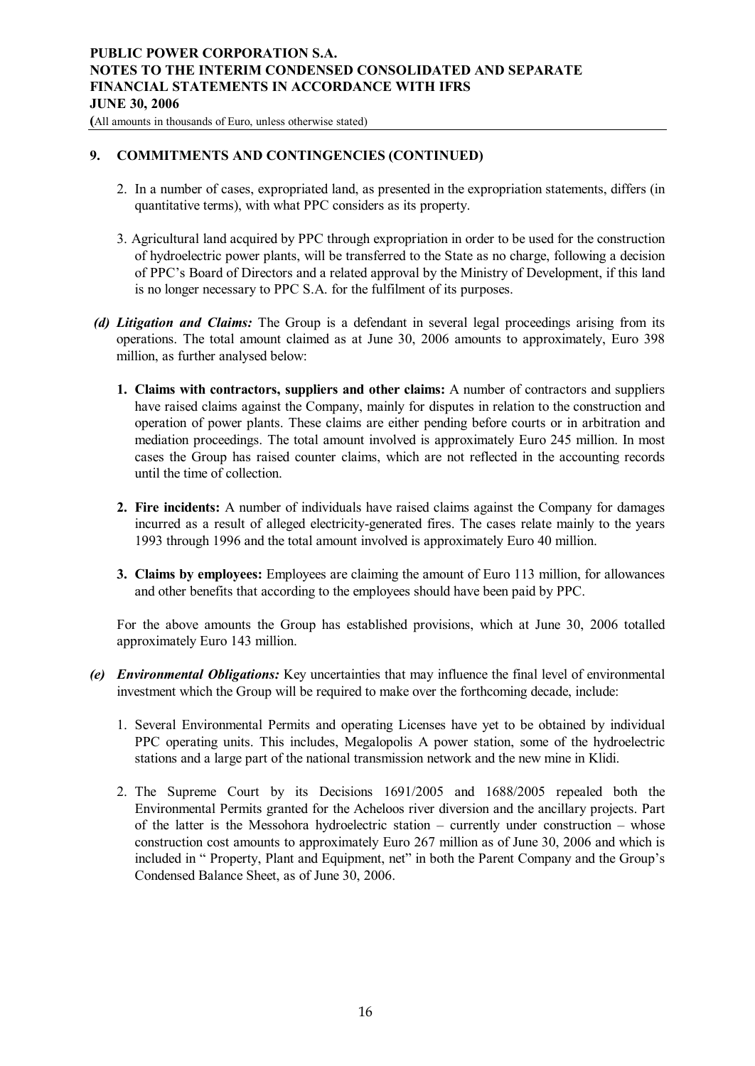## 9. COMMITMENTS AND CONTINGENCIES (CONTINUED)

2. In a number of cases, expropriated land, as presented in the expropriation statements, differs (in quantitative terms), with what PPC considers as its property.

3. Agricultural land acquired by PPC through expropriation in order to be used for the construction of hydroelectric power plants, will be transferred to the State as no charge, following a decision of PPC's Board of Directors and a related approval by the Ministry of Development, if this land is no longer necessary to PPC S.A. for the fulfilment of its purposes.

***(d) Litigation and Claims:*** The Group is a defendant in several legal proceedings arising from its operations. The total amount claimed as at June 30, 2006 amounts to approximately, Euro 398 million, as further analysed below:

1. **Claims with contractors, suppliers and other claims:** A number of contractors and suppliers have raised claims against the Company, mainly for disputes in relation to the construction and operation of power plants. These claims are either pending before courts or in arbitration and mediation proceedings. The total amount involved is approximately Euro 245 million. In most cases the Group has raised counter claims, which are not reflected in the accounting records until the time of collection.

2. **Fire incidents:** A number of individuals have raised claims against the Company for damages incurred as a result of alleged electricity-generated fires. The cases relate mainly to the years 1993 through 1996 and the total amount involved is approximately Euro 40 million.

3. **Claims by employees:** Employees are claiming the amount of Euro 113 million, for allowances and other benefits that according to the employees should have been paid by PPC.

For the above amounts the Group has established provisions, which at June 30, 2006 totalled approximately Euro 143 million.

***(e) Environmental Obligations:*** Key uncertainties that may influence the final level of environmental investment which the Group will be required to make over the forthcoming decade, include:

1. Several Environmental Permits and operating Licenses have yet to be obtained by individual PPC operating units. This includes, Megalopolis A power station, some of the hydroelectric stations and a large part of the national transmission network and the new mine in Klidi.

2. The Supreme Court by its Decisions 1691/2005 and 1688/2005 repealed both the Environmental Permits granted for the Acheloos river diversion and the ancillary projects. Part of the latter is the Messohora hydroelectric station – currently under construction – whose construction cost amounts to approximately Euro 267 million as of June 30, 2006 and which is included in " Property, Plant and Equipment, net" in both the Parent Company and the Group's Condensed Balance Sheet, as of June 30, 2006.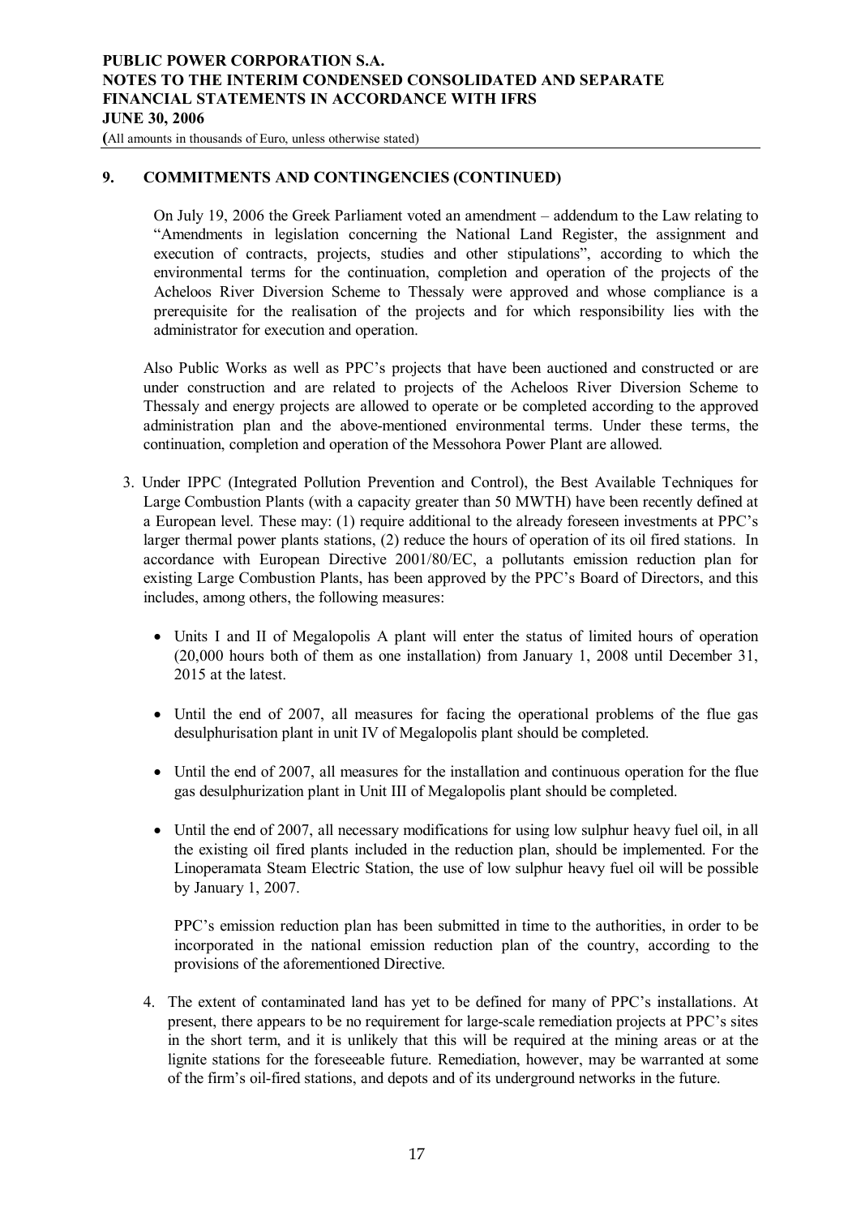## 9. COMMITMENTS AND CONTINGENCIES (CONTINUED)

On July 19, 2006 the Greek Parliament voted an amendment – addendum to the Law relating to "Amendments in legislation concerning the National Land Register, the assignment and execution of contracts, projects, studies and other stipulations", according to which the environmental terms for the continuation, completion and operation of the projects of the Acheloos River Diversion Scheme to Thessaly were approved and whose compliance is a prerequisite for the realisation of the projects and for which responsibility lies with the administrator for execution and operation.

Also Public Works as well as PPC's projects that have been auctioned and constructed or are under construction and are related to projects of the Acheloos River Diversion Scheme to Thessaly and energy projects are allowed to operate or be completed according to the approved administration plan and the above-mentioned environmental terms. Under these terms, the continuation, completion and operation of the Messohora Power Plant are allowed.

3. Under IPPC (Integrated Pollution Prevention and Control), the Best Available Techniques for Large Combustion Plants (with a capacity greater than 50 MWTH) have been recently defined at a European level. These may: (1) require additional to the already foreseen investments at PPC's larger thermal power plants stations, (2) reduce the hours of operation of its oil fired stations. In accordance with European Directive 2001/80/EC, a pollutants emission reduction plan for existing Large Combustion Plants, has been approved by the PPC's Board of Directors, and this includes, among others, the following measures:

   - Units I and II of Megalopolis A plant will enter the status of limited hours of operation (20,000 hours both of them as one installation) from January 1, 2008 until December 31, 2015 at the latest.
   - Until the end of 2007, all measures for facing the operational problems of the flue gas desulphurisation plant in unit IV of Megalopolis plant should be completed.
   - Until the end of 2007, all measures for the installation and continuous operation for the flue gas desulphurization plant in Unit III of Megalopolis plant should be completed.
   - Until the end of 2007, all necessary modifications for using low sulphur heavy fuel oil, in all the existing oil fired plants included in the reduction plan, should be implemented. For the Linoperamata Steam Electric Station, the use of low sulphur heavy fuel oil will be possible by January 1, 2007.

   PPC's emission reduction plan has been submitted in time to the authorities, in order to be incorporated in the national emission reduction plan of the country, according to the provisions of the aforementioned Directive.

4. The extent of contaminated land has yet to be defined for many of PPC's installations. At present, there appears to be no requirement for large-scale remediation projects at PPC's sites in the short term, and it is unlikely that this will be required at the mining areas or at the lignite stations for the foreseeable future. Remediation, however, may be warranted at some of the firm's oil-fired stations, and depots and of its underground networks in the future.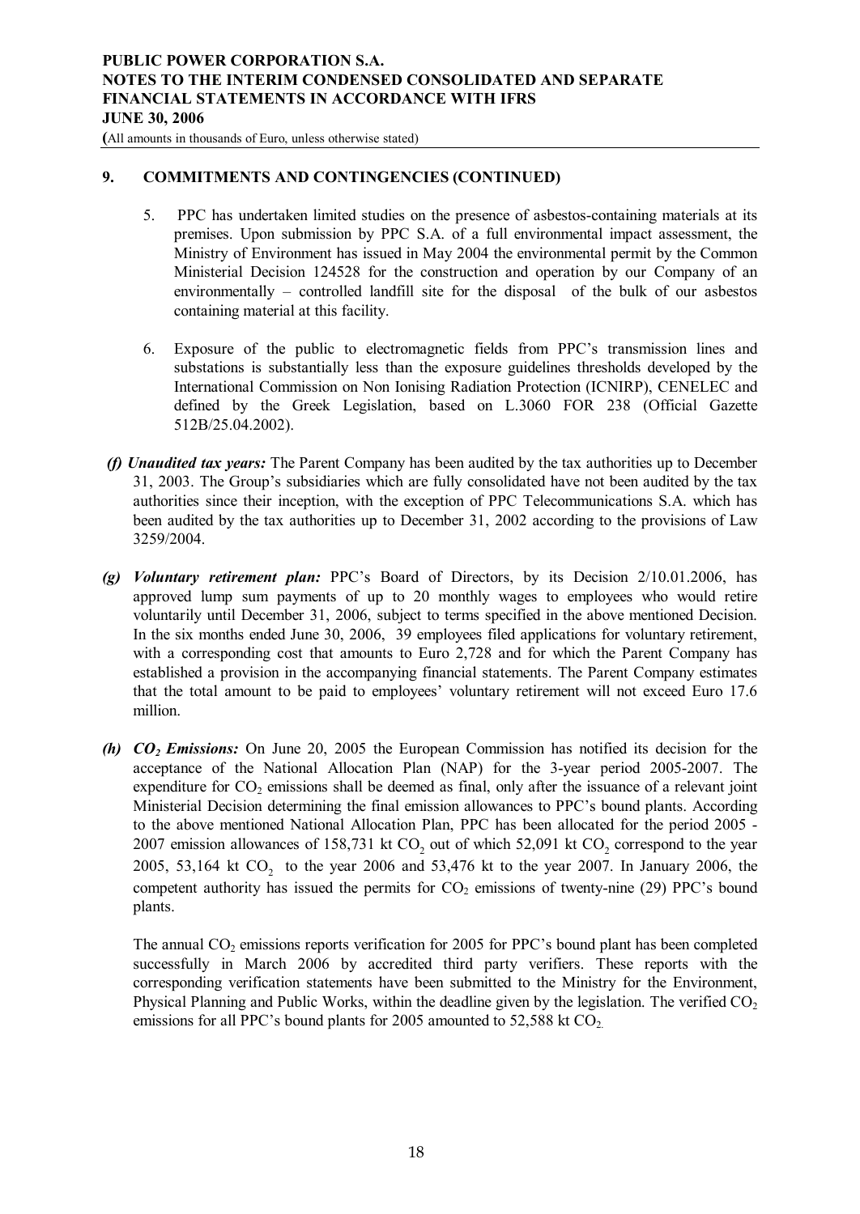## 9. COMMITMENTS AND CONTINGENCIES (CONTINUED)

5. PPC has undertaken limited studies on the presence of asbestos-containing materials at its premises. Upon submission by PPC S.A. of a full environmental impact assessment, the Ministry of Environment has issued in May 2004 the environmental permit by the Common Ministerial Decision 124528 for the construction and operation by our Company of an environmentally – controlled landfill site for the disposal of the bulk of our asbestos containing material at this facility.

6. Exposure of the public to electromagnetic fields from PPC's transmission lines and substations is substantially less than the exposure guidelines thresholds developed by the International Commission on Non Ionising Radiation Protection (ICNIRP), CENELEC and defined by the Greek Legislation, based on L.3060 FOR 238 (Official Gazette 512B/25.04.2002).

***(f) Unaudited tax years:*** The Parent Company has been audited by the tax authorities up to December 31, 2003. The Group's subsidiaries which are fully consolidated have not been audited by the tax authorities since their inception, with the exception of PPC Telecommunications S.A. which has been audited by the tax authorities up to December 31, 2002 according to the provisions of Law 3259/2004.

***(g) Voluntary retirement plan:*** PPC's Board of Directors, by its Decision 2/10.01.2006, has approved lump sum payments of up to 20 monthly wages to employees who would retire voluntarily until December 31, 2006, subject to terms specified in the above mentioned Decision. In the six months ended June 30, 2006, 39 employees filed applications for voluntary retirement, with a corresponding cost that amounts to Euro 2,728 and for which the Parent Company has established a provision in the accompanying financial statements. The Parent Company estimates that the total amount to be paid to employees' voluntary retirement will not exceed Euro 17.6 million.

***(h) $CO_2$ Emissions:*** On June 20, 2005 the European Commission has notified its decision for the acceptance of the National Allocation Plan (NAP) for the 3-year period 2005-2007. The expenditure for $CO_2$ emissions shall be deemed as final, only after the issuance of a relevant joint Ministerial Decision determining the final emission allowances to PPC's bound plants. According to the above mentioned National Allocation Plan, PPC has been allocated for the period 2005 - 2007 emission allowances of 158,731 kt $CO_2$ out of which 52,091 kt $CO_2$ correspond to the year 2005, 53,164 kt $CO_2$ to the year 2006 and 53,476 kt to the year 2007. In January 2006, the competent authority has issued the permits for $CO_2$ emissions of twenty-nine (29) PPC's bound plants.

The annual $CO_2$ emissions reports verification for 2005 for PPC's bound plant has been completed successfully in March 2006 by accredited third party verifiers. These reports with the corresponding verification statements have been submitted to the Ministry for the Environment, Physical Planning and Public Works, within the deadline given by the legislation. The verified $CO_2$ emissions for all PPC's bound plants for 2005 amounted to 52,588 kt $CO_2$.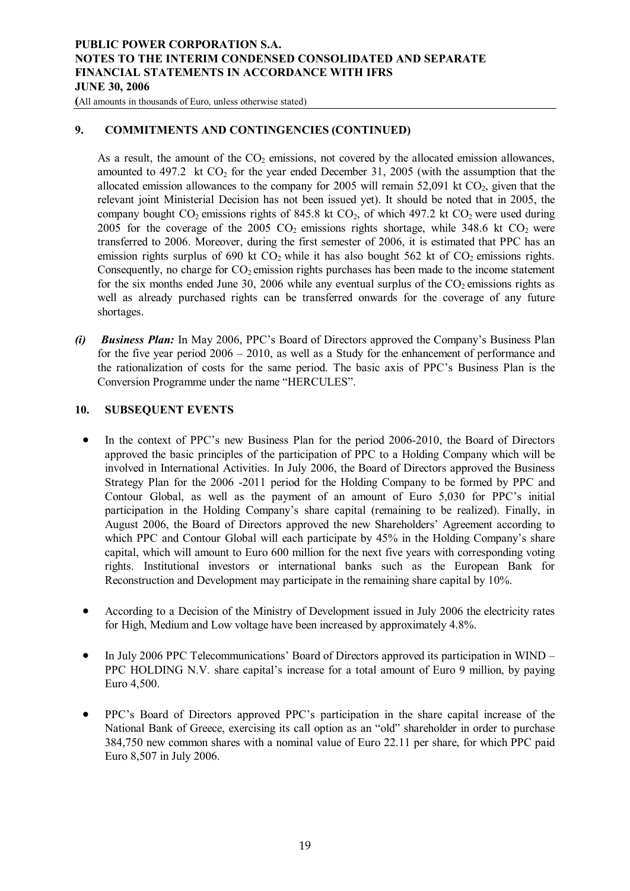## 9. COMMITMENTS AND CONTINGENCIES (CONTINUED)

As a result, the amount of the $CO_2$ emissions, not covered by the allocated emission allowances, amounted to 497.2 kt $CO_2$ for the year ended December 31, 2005 (with the assumption that the allocated emission allowances to the company for 2005 will remain 52,091 kt $CO_2$, given that the relevant joint Ministerial Decision has not been issued yet). It should be noted that in 2005, the company bought $CO_2$ emissions rights of 845.8 kt $CO_2$, of which 497.2 kt $CO_2$ were used during 2005 for the coverage of the 2005 $CO_2$ emissions rights shortage, while 348.6 kt $CO_2$ were transferred to 2006. Moreover, during the first semester of 2006, it is estimated that PPC has an emission rights surplus of 690 kt $CO_2$ while it has also bought 562 kt of $CO_2$ emissions rights. Consequently, no charge for $CO_2$ emission rights purchases has been made to the income statement for the six months ended June 30, 2006 while any eventual surplus of the $CO_2$ emissions rights as well as already purchased rights can transferred onwards for the coverage of any future shortages.

***(i) Business Plan:*** In May 2006, PPC's Board of Directors approved the Company's Business Plan for the five year period 2006 – 2010, as well as a Study for the enhancement of performance and the rationalization of costs for the same period. The basic axis of PPC's Business Plan is the Conversion Programme under the name "HERCULES".

## 10. SUBSEQUENT EVENTS

- In the context of PPC's new Business Plan for the period 2006-2010, the Board of Directors approved the basic principles of the participation of PPC to a Holding Company which will be involved in International Activities. In July 2006, the Board of Directors approved the Business Strategy Plan for the 2006 -2011 period for the Holding Company to be formed by PPC and Contour Global, as well as the payment of an amount of Euro 5,030 for PPC's initial participation in the Holding Company's share capital (remaining to be realized). Finally, in August 2006, the Board of Directors approved the new Shareholders' Agreement according to which PPC and Contour Global will each participate by 45% in the Holding Company's share capital, which will amount to Euro 600 million for the next five years with corresponding voting rights. Institutional investors or international banks such as the European Bank for Reconstruction and Development may participate in the remaining share capital by 10%.

- According to a Decision of the Ministry of Development issued in July 2006 the electricity rates for High, Medium and Low voltage have been increased by approximately 4.8%.

- In July 2006 PPC Telecommunications' Board of Directors approved its participation in WIND – PPC HOLDING N.V. share capital's increase for a total amount of Euro 9 million, by paying Euro 4,500.

- PPC's Board of Directors approved PPC's participation in the share capital increase of the National Bank of Greece, exercising its call option as an "old" shareholder in order to purchase 384,750 new common shares with a nominal value of Euro 22.11 per share, for which PPC paid Euro 8,507 in July 2006.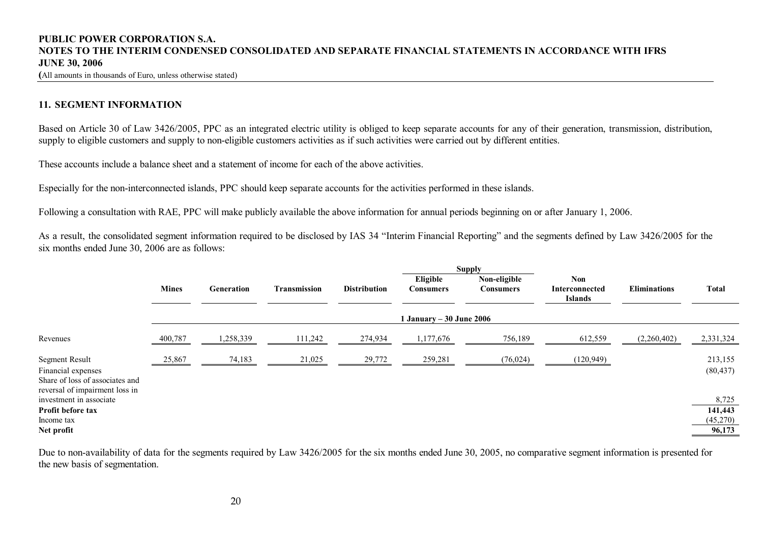## 11. SEGMENT INFORMATION

Based on Article 30 of Law 3426/2005, PPC as an integrated electric utility is obliged to keep separate accounts for any of their generation, transmission, distribution, supply to eligible customers and supply to non-eligible customers activities as if such activities were carried out by different entities.

These accounts include a balance sheet and a statement of income for each of the above activities.

Especially for the non-interconnected islands, PPC should keep separate accounts for the activities performed in these islands.

Following a consultation with RAE, PPC will make publicly available the above information for annual periods beginning on or after January 1, 2006.

As a result, the consolidated segment information required to be disclosed by IAS 34 "Interim Financial Reporting" and the segments defined by Law 3426/2005 for the six months ended June 30, 2006 are as follows:

| | | | | | Supply | | | | |
|---|---|---|---|---|---|---|---|---|---|
| | **Mines** | **Generation** | **Transmission** | **Distribution** | **Eligible Consumers** | **Non-eligible Consumers** | **Non Interconnected Islands** | **Eliminations** | **Total** |
| | | | | | **1 January – 30 June 2006** | | | | |
| Revenues | 400,787 | 1,258,339 | 111,242 | 274,934 | 1,177,676 | 756,189 | 612,559 | (2,260,402) | 2,331,324 |
| Segment Result | 25,867 | 74,183 | 21,025 | 29,772 | 259,281 | (76,024) | (120,949) | | 213,155 |
| Financial expenses | | | | | | | | | (80,437) |
| Share of loss of associates and reversal of impairment loss in investment in associate | | | | | | | | | 8,725 |
| **Profit before tax** | | | | | | | | | **141,443** |
| Income tax | | | | | | | | | (45,270) |
| **Net profit** | | | | | | | | | **96,173** |

Due to non-availability of data for the segments required by Law 3426/2005 for the six months ended June 30, 2005, no comparative segment information is presented for the new basis of segmentation.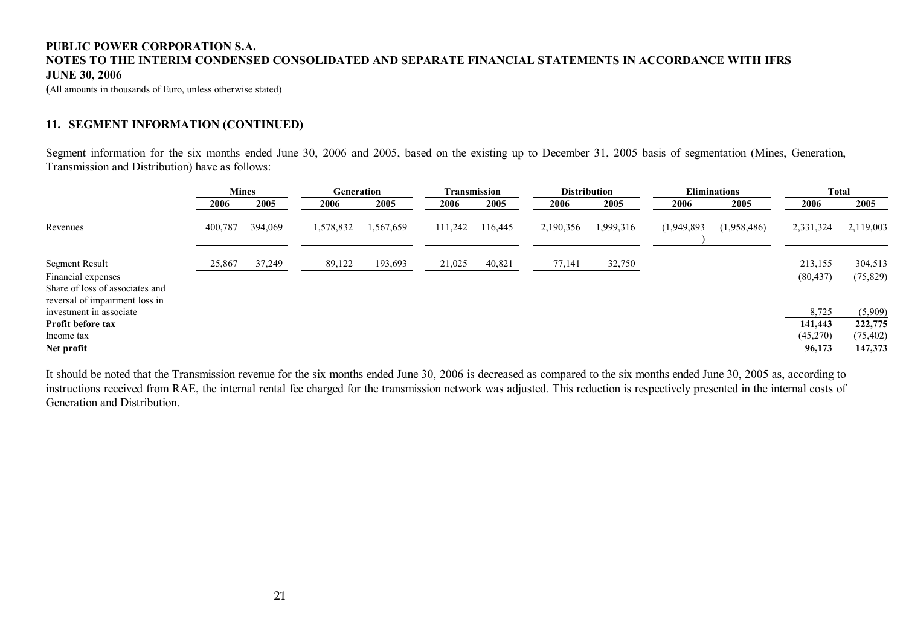## 11. SEGMENT INFORMATION (CONTINUED)

Segment information for the six months ended June 30, 2006 and 2005, based on the existing up to December 31, 2005 basis of segmentation (Mines, Generation, Transmission and Distribution) have as follows:

| | Mines | | Generation | | Transmission | | Distribution | | Eliminations | | Total | |
|---|---|---|---|---|---|---|---|---|---|---|---|---|
| | 2006 | 2005 | 2006 | 2005 | 2006 | 2005 | 2006 | 2005 | 2006 | 2005 | 2006 | 2005 |
| Revenues | 400,787 | 394,069 | 1,578,832 | 1,567,659 | 111,242 | 116,445 | 2,190,356 | 1,999,316 | (1,949,893) | (1,958,486) | 2,331,324 | 2,119,003 |
| Segment Result | 25,867 | 37,249 | 89,122 | 193,693 | 21,025 | 40,821 | 77,141 | 32,750 | | | 213,155 | 304,513 |
| Financial expenses | | | | | | | | | | | (80,437) | (75,829) |
| Share of loss of associates and reversal of impairment loss in investment in associate | | | | | | | | | | | 8,725 | (5,909) |
| **Profit before tax** | | | | | | | | | | | **141,443** | **222,775** |
| Income tax | | | | | | | | | | | (45,270) | (75,402) |
| **Net profit** | | | | | | | | | | | **96,173** | **147,373** |

It should be noted that the Transmission revenue for the six months ended June 30, 2006 is decreased as compared to the six months ended June 30, 2005 as, according to instructions received from RAE, the internal rental fee charged for the transmission network was adjusted. This reduction is respectively presented in the internal costs of Generation and Distribution.